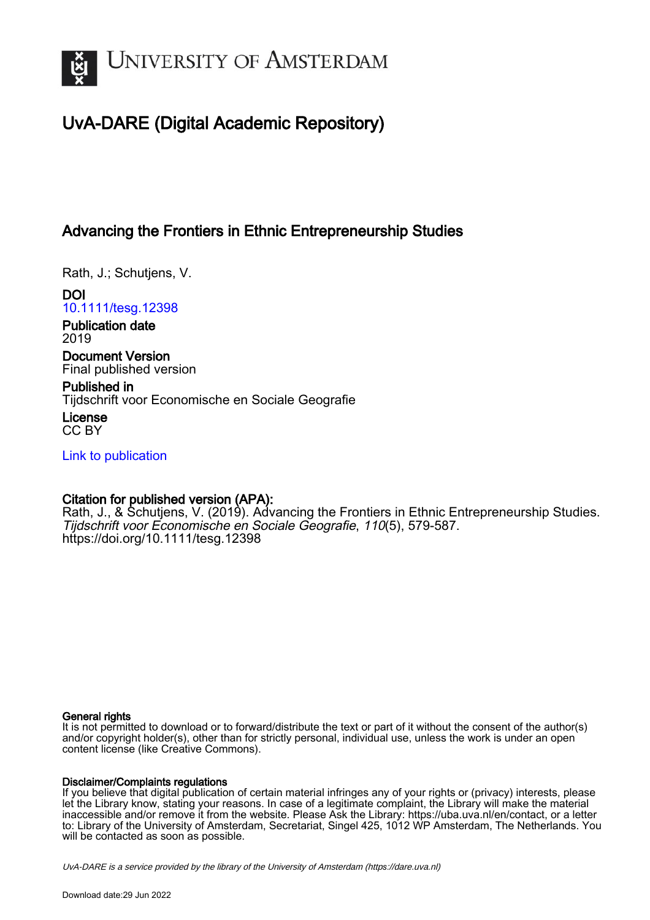# UvA-DARE (Digital Academic Repository)

## Advancing the Frontiers in Ethnic Entrepreneurship Studies

Rath, J.; Schutjens, V.

**DOI**
10.1111/tesg.12398

**Publication date**
2019

**Document Version**
Final published version

**Published in**
Tijdschrift voor Economische en Sociale Geografie

**License**
CC BY

Link to publication

**Citation for published version (APA):**
Rath, J., & Schutjens, V. (2019). Advancing the Frontiers in Ethnic Entrepreneurship Studies. *Tijdschrift voor Economische en Sociale Geografie*, *110*(5), 579-587. https://doi.org/10.1111/tesg.12398

**General rights**
It is not permitted to download or to forward/distribute the text or part of it without the consent of the author(s) and/or copyright holder(s), other than for strictly personal, individual use, unless the work is under an open content license (like Creative Commons).

**Disclaimer/Complaints regulations**
If you believe that digital publication of certain material infringes any of your rights or (privacy) interests, please let the Library know, stating your reasons. In case of a legitimate complaint, the Library will make the material inaccessible and/or remove it from the website. Please Ask the Library: https://uba.uva.nl/en/contact, or a letter to: Library of the University of Amsterdam, Secretariat, Singel 425, 1012 WP Amsterdam, The Netherlands. You will be contacted as soon as possible.

*UvA-DARE is a service provided by the library of the University of Amsterdam (https://dare.uva.nl)*

Download date:29 Jun 2022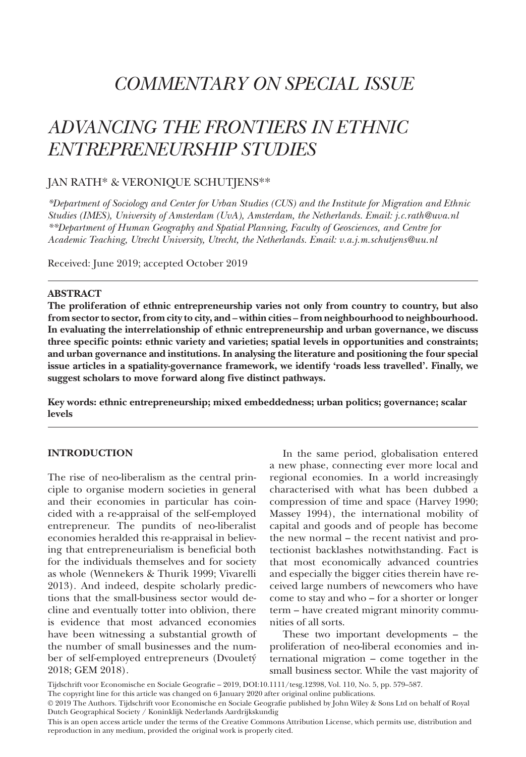# COMMENTARY ON SPECIAL ISSUE

# ADVANCING THE FRONTIERS IN ETHNIC ENTREPRENEURSHIP STUDIES

JAN RATH* & VERONIQUE SCHUTJENS**

*\*Department of Sociology and Center for Urban Studies (CUS) and the Institute for Migration and Ethnic Studies (IMES), University of Amsterdam (UvA), Amsterdam, the Netherlands. Email: j.c.rath@uva.nl*
*\*\*Department of Human Geography and Spatial Planning, Faculty of Geosciences, and Centre for Academic Teaching, Utrecht University, Utrecht, the Netherlands. Email: v.a.j.m.schutjens@uu.nl*

Received: June 2019; accepted October 2019

**ABSTRACT**

**The proliferation of ethnic entrepreneurship varies not only from country to country, but also from sector to sector, from city to city, and – within cities – from neighbourhood to neighbourhood. In evaluating the interrelationship of ethnic entrepreneurship and urban governance, we discuss three specific points: ethnic variety and varieties; spatial levels in opportunities and constraints; and urban governance and institutions. In analysing the literature and positioning the four special issue articles in a spatiality-governance framework, we identify 'roads less travelled'. Finally, we suggest scholars to move forward along five distinct pathways.**

**Key words: ethnic entrepreneurship; mixed embeddedness; urban politics; governance; scalar levels**

## INTRODUCTION

The rise of neo-liberalism as the central principle to organise modern societies in general and their economies in particular has coincided with a re-appraisal of the self-employed entrepreneur. The pundits of neo-liberalist economies heralded this re-appraisal in believing that entrepreneurialism is beneficial both for the individuals themselves and for society as whole (Wennekers & Thurik 1999; Vivarelli 2013). And indeed, despite scholarly predictions that the small-business sector would decline and eventually totter into oblivion, there is evidence that most advanced economies have been witnessing a substantial growth of the number of small businesses and the number of self-employed entrepreneurs (Dvouletý 2018; GEM 2018).

In the same period, globalisation entered a new phase, connecting ever more local and regional economies. In a world increasingly characterised with what has been dubbed a compression of time and space (Harvey 1990; Massey 1994), the international mobility of capital and goods and of people has become the new normal – the recent nativist and protectionist backlashes notwithstanding. Fact is that most economically advanced countries and especially the bigger cities therein have received large numbers of newcomers who have come to stay and who – for a shorter or longer term – have created migrant minority communities of all sorts.

These two important developments – the proliferation of neo-liberal economies and international migration – come together in the small business sector. While the vast majority of

The copyright line for this article was changed on 6 January 2020 after original online publications.

© 2019 The Authors. Tijdschrift voor Economische en Sociale Geografie published by John Wiley & Sons Ltd on behalf of Royal Dutch Geographical Society / Koninklijk Nederlands Aardrijkskundig

This is an open access article under the terms of the Creative Commons Attribution License, which permits use, distribution and reproduction in any medium, provided the original work is properly cited.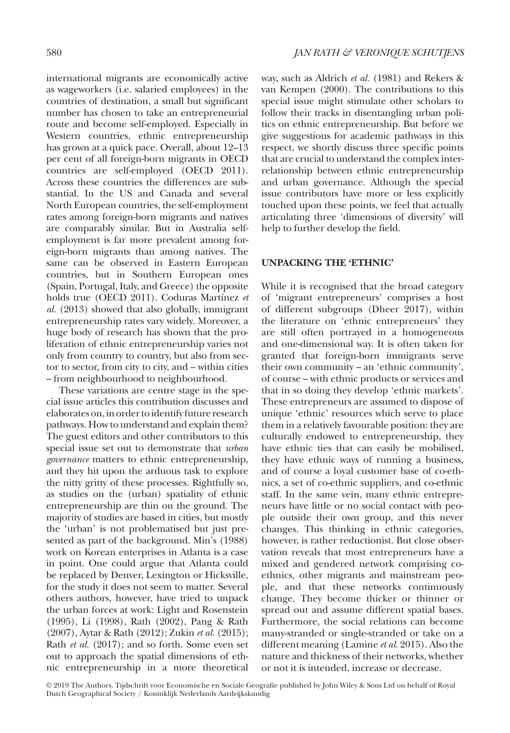international migrants are economically active as wageworkers (i.e. salaried employees) in the countries of destination, a small but significant number has chosen to take an entrepreneurial route and become self-employed. Especially in Western countries, ethnic entrepreneurship has grown at a quick pace. Overall, about 12–13 per cent of all foreign-born migrants in OECD countries are self-employed (OECD 2011). Across these countries the differences are substantial. In the US and Canada and several North European countries, the self-employment rates among foreign-born migrants and natives are comparably similar. But in Australia self-employment is far more prevalent among foreign-born migrants than among natives. The same can be observed in Eastern European countries, but in Southern European ones (Spain, Portugal, Italy, and Greece) the opposite holds true (OECD 2011). Coduras Martínez *et al.* (2013) showed that also globally, immigrant entrepreneurship rates vary widely. Moreover, a huge body of research has shown that the proliferation of ethnic entrepreneurship varies not only from country to country, but also from sector to sector, from city to city, and – within cities – from neighbourhood to neighbourhood.

These variations are centre stage in the special issue articles this contribution discusses and elaborates on, in order to identify future research pathways. How to understand and explain them? The guest editors and other contributors to this special issue set out to demonstrate that *urban governance* matters to ethnic entrepreneurship, and they hit upon the arduous task to explore the nitty gritty of these processes. Rightfully so, as studies on the (urban) spatiality of ethnic entrepreneurship are thin on the ground. The majority of studies are based in cities, but mostly the 'urban' is not problematised but just presented as part of the background. Min's (1988) work on Korean enterprises in Atlanta is a case in point. One could argue that Atlanta could be replaced by Denver, Lexington or Hicksville, for the study it does not seem to matter. Several others authors, however, have tried to unpack the urban forces at work: Light and Rosenstein (1995), Li (1998), Rath (2002), Pang & Rath (2007), Aytar & Rath (2012); Zukin *et al.* (2015); Rath *et al.* (2017); and so forth. Some even set out to approach the spatial dimensions of ethnic entrepreneurship in a more theoretical way, such as Aldrich *et al.* (1981) and Rekers & van Kempen (2000). The contributions to this special issue might stimulate other scholars to follow their tracks in disentangling urban politics on ethnic entrepreneurship. But before we give suggestions for academic pathways in this respect, we shortly discuss three specific points that are crucial to understand the complex interrelationship between ethnic entrepreneurship and urban governance. Although the special issue contributors have more or less explicitly touched upon these points, we feel that actually articulating three 'dimensions of diversity' will help to further develop the field.

## UNPACKING THE 'ETHNIC'

While it is recognised that the broad category of 'migrant entrepreneurs' comprises a host of different subgroups (Dheer 2017), within the literature on 'ethnic entrepreneurs' they are still often portrayed in a homogeneous and one-dimensional way. It is often taken for granted that foreign-born immigrants serve their own community – an 'ethnic community', of course – with ethnic products or services and that in so doing they develop 'ethnic markets'. These entrepreneurs are assumed to dispose of unique 'ethnic' resources which serve to place them in a relatively favourable position: they are culturally endowed to entrepreneurship, they have ethnic ties that can easily be mobilised, they have ethnic ways of running a business, and of course a loyal customer base of co-ethnics, a set of co-ethnic suppliers, and co-ethnic staff. In the same vein, many ethnic entrepreneurs have little or no social contact with people outside their own group, and this never changes. This thinking in ethnic categories, however, is rather reductionist. But close observation reveals that most entrepreneurs have a mixed and gendered network comprising co-ethnics, other migrants and mainstream people, and that these networks continuously change. They become thicker or thinner or spread out and assume different spatial bases. Furthermore, the social relations can become many-stranded or single-stranded or take on a different meaning (Lamine *et al.* 2015). Also the nature and thickness of their networks, whether or not it is intended, increase or decrease.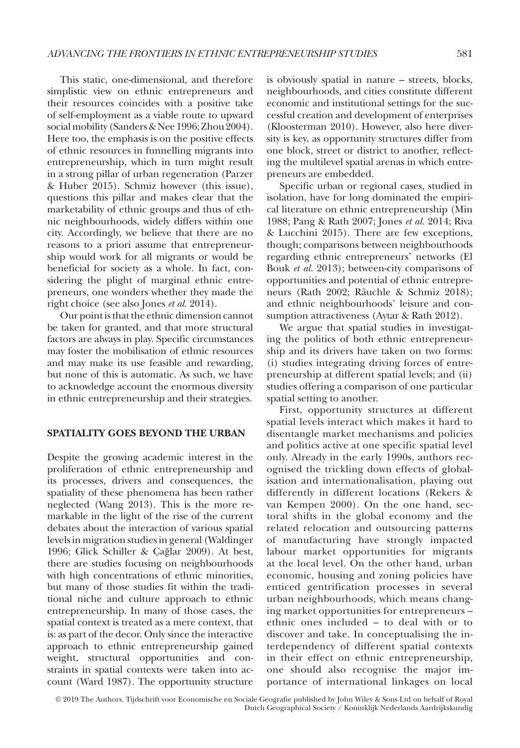This static, one-dimensional, and therefore simplistic view on ethnic entrepreneurs and their resources coincides with a positive take of self-employment as a viable route to upward social mobility (Sanders & Nee 1996; Zhou 2004). Here too, the emphasis is on the positive effects of ethnic resources in funnelling migrants into entrepreneurship, which in turn might result in a strong pillar of urban regeneration (Parzer & Huber 2015). Schmiz however (this issue), questions this pillar and makes clear that the marketability of ethnic groups and thus of ethnic neighbourhoods, widely differs within one city. Accordingly, we believe that there are no reasons to a priori assume that entrepreneurship would work for all migrants or would be beneficial for society as a whole. In fact, considering the plight of marginal ethnic entrepreneurs, one wonders whether they made the right choice (see also Jones *et al.* 2014).

Our point is that the ethnic dimension cannot be taken for granted, and that more structural factors are always in play. Specific circumstances may foster the mobilisation of ethnic resources and may make its use feasible and rewarding, but none of this is automatic. As such, we have to acknowledge account the enormous diversity in ethnic entrepreneurship and their strategies.

## SPATIALITY GOES BEYOND THE URBAN

Despite the growing academic interest in the proliferation of ethnic entrepreneurship and its processes, drivers and consequences, the spatiality of these phenomena has been rather neglected (Wang 2013). This is the more remarkable in the light of the rise of the current debates about the interaction of various spatial levels in migration studies in general (Waldinger 1996; Glick Schiller & Çağlar 2009). At best, there are studies focusing on neighbourhoods with high concentrations of ethnic minorities, but many of those studies fit within the traditional niche and culture approach to ethnic entrepreneurship. In many of those cases, the spatial context is treated as a mere context, that is: as part of the decor. Only since the interactive approach to ethnic entrepreneurship gained weight, structural opportunities and constraints in spatial contexts were taken into account (Ward 1987). The opportunity structure is obviously spatial in nature – streets, blocks, neighbourhoods, and cities constitute different economic and institutional settings for the successful creation and development of enterprises (Kloosterman 2010). However, also here diversity is key, as opportunity structures differ from one block, street or district to another, reflecting the multilevel spatial arenas in which entrepreneurs are embedded.

Specific urban or regional cases, studied in isolation, have for long dominated the empirical literature on ethnic entrepreneurship (Min 1988; Pang & Rath 2007; Jones *et al.* 2014; Riva & Lucchini 2015). There are few exceptions, though; comparisons between neighbourhoods regarding ethnic entrepreneurs' networks (El Bouk *et al.* 2013); between-city comparisons of opportunities and potential of ethnic entrepreneurs (Rath 2002; Räuchle & Schmiz 2018); and ethnic neighbourhoods' leisure and consumption attractiveness (Aytar & Rath 2012).

We argue that spatial studies in investigating the politics of both ethnic entrepreneurship and its drivers have taken on two forms: (i) studies integrating driving forces of entrepreneurship at different spatial levels; and (ii) studies offering a comparison of one particular spatial setting to another.

First, opportunity structures at different spatial levels interact which makes it hard to disentangle market mechanisms and policies and politics active at one specific spatial level only. Already in the early 1990s, authors recognised the trickling down effects of globalisation and internationalisation, playing out differently in different locations (Rekers & van Kempen 2000). On the one hand, sectoral shifts in the global economy and the related relocation and outsourcing patterns of manufacturing have strongly impacted labour market opportunities for migrants at the local level. On the other hand, urban economic, housing and zoning policies have enticed gentrification processes in several urban neighbourhoods, which means changing market opportunities for entrepreneurs – ethnic ones included – to deal with or to discover and take. In conceptualising the interdependency of different spatial contexts in their effect on ethnic entrepreneurship, one should also recognise the major importance of international linkages on local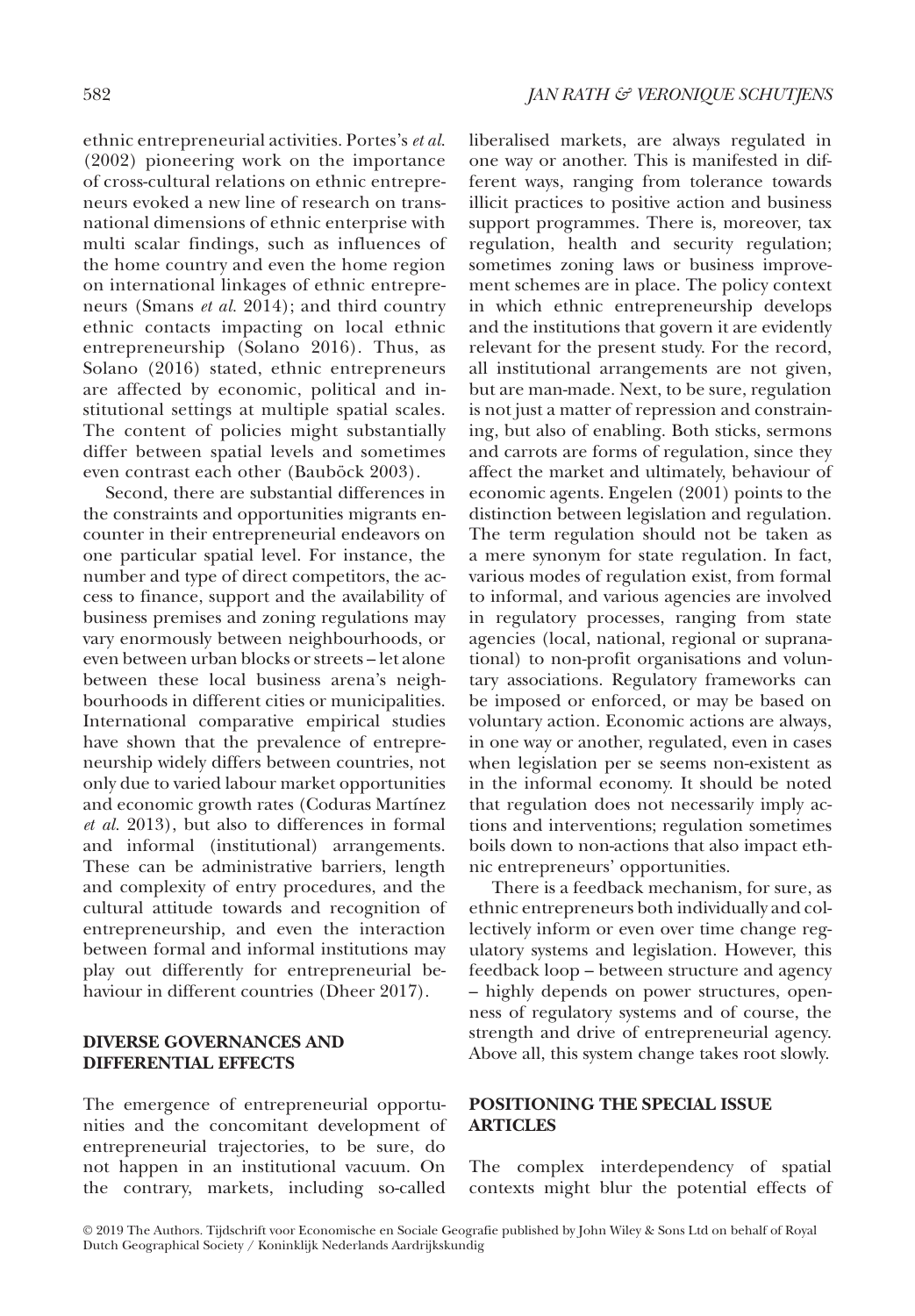ethnic entrepreneurial activities. Portes's *et al.* (2002) pioneering work on the importance of cross-cultural relations on ethnic entrepreneurs evoked a new line of research on transnational dimensions of ethnic enterprise with multi scalar findings, such as influences of the home country and even the home region on international linkages of ethnic entrepreneurs (Smans *et al.* 2014); and third country ethnic contacts impacting on local ethnic entrepreneurship (Solano 2016). Thus, as Solano (2016) stated, ethnic entrepreneurs are affected by economic, political and institutional settings at multiple spatial scales. The content of policies might substantially differ between spatial levels and sometimes even contrast each other (Bauböck 2003).

Second, there are substantial differences in the constraints and opportunities migrants encounter in their entrepreneurial endeavors on one particular spatial level. For instance, the number and type of direct competitors, the access to finance, support and the availability of business premises and zoning regulations may vary enormously between neighbourhoods, or even between urban blocks or streets – let alone between these local business arena's neighbourhoods in different cities or municipalities. International comparative empirical studies have shown that the prevalence of entrepreneurship widely differs between countries, not only due to varied labour market opportunities and economic growth rates (Coduras Martínez *et al.* 2013), but also to differences in formal and informal (institutional) arrangements. These can be administrative barriers, length and complexity of entry procedures, and the cultural attitude towards and recognition of entrepreneurship, and even the interaction between formal and informal institutions may play out differently for entrepreneurial behaviour in different countries (Dheer 2017).

## DIVERSE GOVERNANCES AND DIFFERENTIAL EFFECTS

The emergence of entrepreneurial opportunities and the concomitant development of entrepreneurial trajectories, to be sure, do not happen in an institutional vacuum. On the contrary, markets, including so-called liberalised markets, are always regulated in one way or another. This is manifested in different ways, ranging from tolerance towards illicit practices to positive action and business support programmes. There is, moreover, tax regulation, health and security regulation; sometimes zoning laws or business improvement schemes are in place. The policy context in which ethnic entrepreneurship develops and the institutions that govern it are evidently relevant for the present study. For the record, all institutional arrangements are not given, but are man-made. Next, to be sure, regulation is not just a matter of repression and constraining, but also of enabling. Both sticks, sermons and carrots are forms of regulation, since they affect the market and ultimately, behaviour of economic agents. Engelen (2001) points to the distinction between legislation and regulation. The term regulation should not be taken as a mere synonym for state regulation. In fact, various modes of regulation exist, from formal to informal, and various agencies are involved in regulatory processes, ranging from state agencies (local, national, regional or supranational) to non-profit organisations and voluntary associations. Regulatory frameworks can be imposed or enforced, or may be based on voluntary action. Economic actions are always, in one way or another, regulated, even in cases when legislation per se seems non-existent as in the informal economy. It should be noted that regulation does not necessarily imply actions and interventions; regulation sometimes boils down to non-actions that also impact ethnic entrepreneurs' opportunities.

There is a feedback mechanism, for sure, as ethnic entrepreneurs both individually and collectively inform or even over time change regulatory systems and legislation. However, this feedback loop – between structure and agency – highly depends on power structures, openness of regulatory systems and of course, the strength and drive of entrepreneurial agency. Above all, this system change takes root slowly.

## POSITIONING THE SPECIAL ISSUE ARTICLES

The complex interdependency of spatial contexts might blur the potential effects of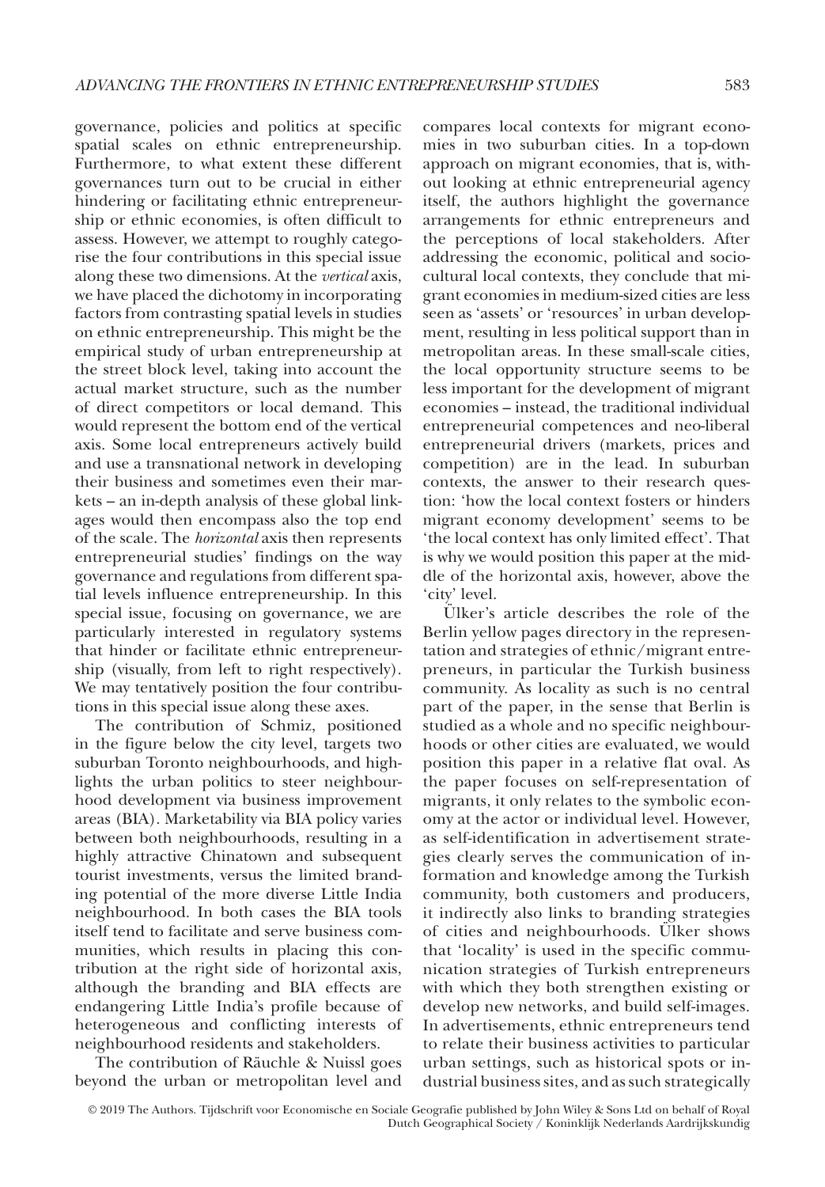governance, policies and politics at specific spatial scales on ethnic entrepreneurship. Furthermore, to what extent these different governances turn out to be crucial in either hindering or facilitating ethnic entrepreneurship or ethnic economies, is often difficult to assess. However, we attempt to roughly categorise the four contributions in this special issue along these two dimensions. At the *vertical* axis, we have placed the dichotomy in incorporating factors from contrasting spatial levels in studies on ethnic entrepreneurship. This might be the empirical study of urban entrepreneurship at the street block level, taking into account the actual market structure, such as the number of direct competitors or local demand. This would represent the bottom end of the vertical axis. Some local entrepreneurs actively build and use a transnational network in developing their business and sometimes even their markets – an in-depth analysis of these global linkages would then encompass also the top end of the scale. The *horizontal* axis then represents entrepreneurial studies' findings on the way governance and regulations from different spatial levels influence entrepreneurship. In this special issue, focusing on governance, we are particularly interested in regulatory systems that hinder or facilitate ethnic entrepreneurship (visually, from left to right respectively). We may tentatively position the four contributions in this special issue along these axes.

The contribution of Schmiz, positioned in the figure below the city level, targets two suburban Toronto neighbourhoods, and highlights the urban politics to steer neighbourhood development via business improvement areas (BIA). Marketability via BIA policy varies between both neighbourhoods, resulting in a highly attractive Chinatown and subsequent tourist investments, versus the limited branding potential of the more diverse Little India neighbourhood. In both cases the BIA tools itself tend to facilitate and serve business communities, which results in placing this contribution at the right side of horizontal axis, although the branding and BIA effects are endangering Little India's profile because of heterogeneous and conflicting interests of neighbourhood residents and stakeholders.

The contribution of Räuchle & Nuissl goes beyond the urban or metropolitan level and compares local contexts for migrant economies in two suburban cities. In a top-down approach on migrant economies, that is, without looking at ethnic entrepreneurial agency itself, the authors highlight the governance arrangements for ethnic entrepreneurs and the perceptions of local stakeholders. After addressing the economic, political and sociocultural local contexts, they conclude that migrant economies in medium-sized cities are less seen as 'assets' or 'resources' in urban development, resulting in less political support than in metropolitan areas. In these small-scale cities, the local opportunity structure seems to be less important for the development of migrant economies – instead, the traditional individual entrepreneurial competences and neo-liberal entrepreneurial drivers (markets, prices and competition) are in the lead. In suburban contexts, the answer to their research question: 'how the local context fosters or hinders migrant economy development' seems to be 'the local context has only limited effect'. That is why we would position this paper at the middle of the horizontal axis, however, above the 'city' level.

Ülker's article describes the role of the Berlin yellow pages directory in the representation and strategies of ethnic/migrant entrepreneurs, in particular the Turkish business community. As locality as such is no central part of the paper, in the sense that Berlin is studied as a whole and no specific neighbourhoods or other cities are evaluated, we would position this paper in a relative flat oval. As the paper focuses on self-representation of migrants, it only relates to the symbolic economy at the actor or individual level. However, as self-identification in advertisement strategies clearly serves the communication of information and knowledge among the Turkish community, both customers and producers, it indirectly also links to branding strategies of cities and neighbourhoods. Ülker shows that 'locality' is used in the specific communication strategies of Turkish entrepreneurs with which they both strengthen existing or develop new networks, and build self-images. In advertisements, ethnic entrepreneurs tend to relate their business activities to particular urban settings, such as historical spots or industrial business sites, and as such strategically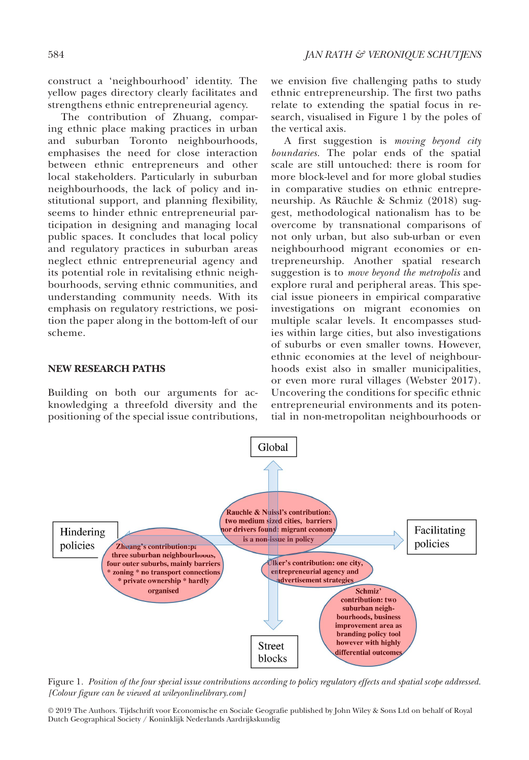construct a 'neighbourhood' identity. The yellow pages directory clearly facilitates and strengthens ethnic entrepreneurial agency.

The contribution of Zhuang, comparing ethnic place making practices in urban and suburban Toronto neighbourhoods, emphasises the need for close interaction between ethnic entrepreneurs and other local stakeholders. Particularly in suburban neighbourhoods, the lack of policy and institutional support, and planning flexibility, seems to hinder ethnic entrepreneurial participation in designing and managing local public spaces. It concludes that local policy and regulatory practices in suburban areas neglect ethnic entrepreneurial agency and its potential role in revitalising ethnic neighbourhoods, serving ethnic communities, and understanding community needs. With its emphasis on regulatory restrictions, we position the paper along in the bottom-left of our scheme.

## NEW RESEARCH PATHS

Building on both our arguments for acknowledging a threefold diversity and the positioning of the special issue contributions, we envision five challenging paths to study ethnic entrepreneurship. The first two paths relate to extending the spatial focus in research, visualised in Figure 1 by the poles of the vertical axis.

A first suggestion is *moving beyond city boundaries*. The polar ends of the spatial scale are still untouched: there is room for more block-level and for more global studies in comparative studies on ethnic entrepreneurship. As Räuchle & Schmiz (2018) suggest, methodological nationalism has to be overcome by transnational comparisons of not only urban, but also sub-urban or even neighbourhood migrant economies or entrepreneurship. Another spatial research suggestion is to *move beyond the metropolis* and explore rural and peripheral areas. This special issue pioneers in empirical comparative investigations on migrant economies on multiple scalar levels. It encompasses studies within large cities, but also investigations of suburbs or even smaller towns. However, ethnic economies at the level of neighbourhoods exist also in smaller municipalities, or even more rural villages (Webster 2017). Uncovering the conditions for specific ethnic entrepreneurial environments and its potential in non-metropolitan neighbourhoods or

Figure 1. *Position of the four special issue contributions according to policy regulatory effects and spatial scope addressed. [Colour figure can be viewed at wileyonlinelibrary.com]*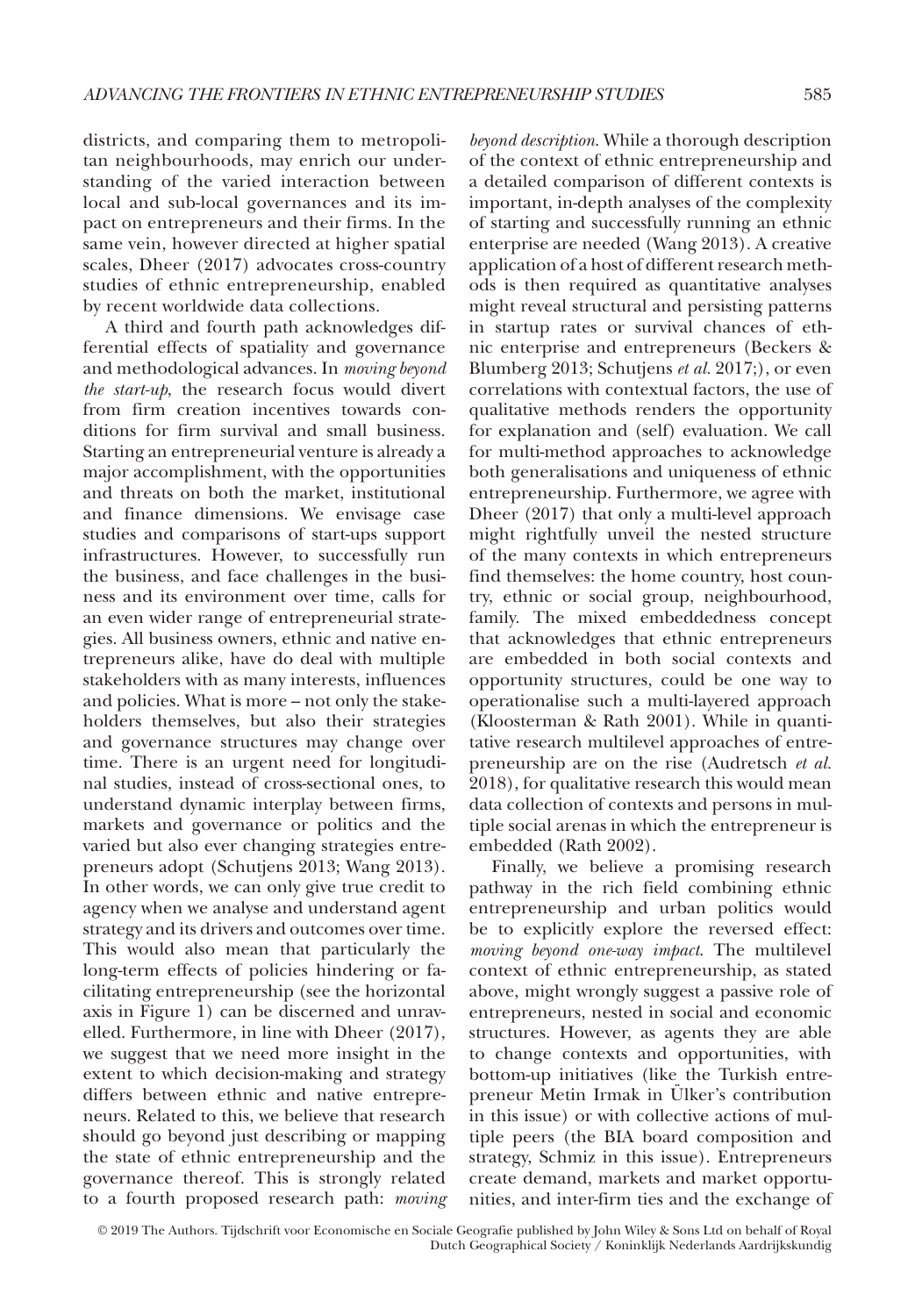districts, and comparing them to metropolitan neighbourhoods, may enrich our understanding of the varied interaction between local and sub-local governances and its impact on entrepreneurs and their firms. In the same vein, however directed at higher spatial scales, Dheer (2017) advocates cross-country studies of ethnic entrepreneurship, enabled by recent worldwide data collections.

A third and fourth path acknowledges differential effects of spatiality and governance and methodological advances. In *moving beyond the start-up*, the research focus would divert from firm creation incentives towards conditions for firm survival and small business. Starting an entrepreneurial venture is already a major accomplishment, with the opportunities and threats on both the market, institutional and finance dimensions. We envisage case studies and comparisons of start-ups support infrastructures. However, to successfully run the business, and face challenges in the business and its environment over time, calls for an even wider range of entrepreneurial strategies. All business owners, ethnic and native entrepreneurs alike, have do deal with multiple stakeholders with as many interests, influences and policies. What is more – not only the stakeholders themselves, but also their strategies and governance structures may change over time. There is an urgent need for longitudinal studies, instead of cross-sectional ones, to understand dynamic interplay between firms, markets and governance or politics and the varied but also ever changing strategies entrepreneurs adopt (Schutjens 2013; Wang 2013). In other words, we can only give true credit to agency when we analyse and understand agent strategy and its drivers and outcomes over time. This would also mean that particularly the long-term effects of policies hindering or facilitating entrepreneurship (see the horizontal axis in Figure 1) can be discerned and unravelled. Furthermore, in line with Dheer (2017), we suggest that we need more insight in the extent to which decision-making and strategy differs between ethnic and native entrepreneurs. Related to this, we believe that research should go beyond just describing or mapping the state of ethnic entrepreneurship and the governance thereof. This is strongly related to a fourth proposed research path: *moving beyond description*. While a thorough description of the context of ethnic entrepreneurship and a detailed comparison of different contexts is important, in-depth analyses of the complexity of starting and successfully running an ethnic enterprise are needed (Wang 2013). A creative application of a host of different research methods is then required as quantitative analyses might reveal structural and persisting patterns in startup rates or survival chances of ethnic enterprise and entrepreneurs (Beckers & Blumberg 2013; Schutjens *et al.* 2017;), or even correlations with contextual factors, the use of qualitative methods renders the opportunity for explanation and (self) evaluation. We call for multi-method approaches to acknowledge both generalisations and uniqueness of ethnic entrepreneurship. Furthermore, we agree with Dheer (2017) that only a multi-level approach might rightfully unveil the nested structure of the many contexts in which entrepreneurs find themselves: the home country, host country, ethnic or social group, neighbourhood, family. The mixed embeddedness concept that acknowledges that ethnic entrepreneurs are embedded in both social contexts and opportunity structures, could be one way to operationalise such a multi-layered approach (Kloosterman & Rath 2001). While in quantitative research multilevel approaches of entrepreneurship are on the rise (Audretsch *et al.* 2018), for qualitative research this would mean data collection of contexts and persons in multiple social arenas in which the entrepreneur is embedded (Rath 2002).

Finally, we believe a promising research pathway in the rich field combining ethnic entrepreneurship and urban politics would be to explicitly explore the reversed effect: *moving beyond one-way impact*. The multilevel context of ethnic entrepreneurship, as stated above, might wrongly suggest a passive role of entrepreneurs, nested in social and economic structures. However, as agents they are able to change contexts and opportunities, with bottom-up initiatives (like the Turkish entrepreneur Metin Irmak in Ülker's contribution in this issue) or with collective actions of multiple peers (the BIA board composition and strategy, Schmiz in this issue). Entrepreneurs create demand, markets and market opportunities, and inter-firm ties and the exchange of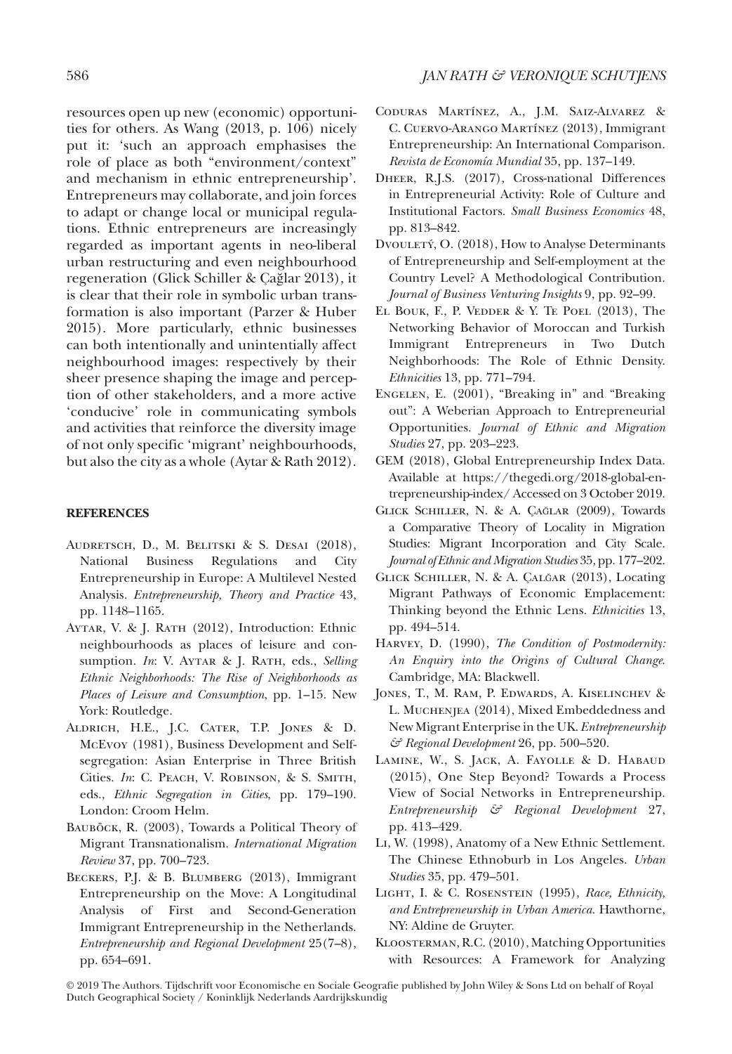resources open up new (economic) opportunities for others. As Wang (2013, p. 106) nicely put it: 'such an approach emphasises the role of place as both "environment/context" and mechanism in ethnic entrepreneurship'. Entrepreneurs may collaborate, and join forces to adapt or change local or municipal regulations. Ethnic entrepreneurs are increasingly regarded as important agents in neo-liberal urban restructuring and even neighbourhood regeneration (Glick Schiller & Çağlar 2013), it is clear that their role in symbolic urban transformation is also important (Parzer & Huber 2015). More particularly, ethnic businesses can both intentionally and unintentionally affect neighbourhood images: respectively by their sheer presence shaping the image and perception of other stakeholders, and a more active 'conducive' role in communicating symbols and activities that reinforce the diversity image of not only specific 'migrant' neighbourhoods, but also the city as a whole (Aytar & Rath 2012).

## REFERENCES

Audretsch, D., M. Belitski & S. Desai (2018), National Business Regulations and City Entrepreneurship in Europe: A Multilevel Nested Analysis. *Entrepreneurship, Theory and Practice* 43, pp. 1148–1165.

Aytar, V. & J. Rath (2012), Introduction: Ethnic neighbourhoods as places of leisure and consumption. *In*: V. Aytar & J. Rath, eds., *Selling Ethnic Neighborhoods: The Rise of Neighborhoods as Places of Leisure and Consumption*, pp. 1–15. New York: Routledge.

Aldrich, H.E., J.C. Cater, T.P. Jones & D. McEvoy (1981), Business Development and Self-segregation: Asian Enterprise in Three British Cities. *In*: C. Peach, V. Robinson, & S. Smith, eds., *Ethnic Segregation in Cities*, pp. 179–190. London: Croom Helm.

Bauböck, R. (2003), Towards a Political Theory of Migrant Transnationalism. *International Migration Review* 37, pp. 700–723.

Beckers, P.J. & B. Blumberg (2013), Immigrant Entrepreneurship on the Move: A Longitudinal Analysis of First and Second-Generation Immigrant Entrepreneurship in the Netherlands. *Entrepreneurship and Regional Development* 25(7–8), pp. 654–691.

Coduras Martínez, A., J.M. Saiz-Alvarez & C. Cuervo-Arango Martínez (2013), Immigrant Entrepreneurship: An International Comparison. *Revista de Economía Mundial* 35, pp. 137–149.

Dheer, R.J.S. (2017), Cross-national Differences in Entrepreneurial Activity: Role of Culture and Institutional Factors. *Small Business Economics* 48, pp. 813–842.

Dvouletý, O. (2018), How to Analyse Determinants of Entrepreneurship and Self-employment at the Country Level? A Methodological Contribution. *Journal of Business Venturing Insights* 9, pp. 92–99.

El Bouk, F., P. Vedder & Y. Te Poel (2013), The Networking Behavior of Moroccan and Turkish Immigrant Entrepreneurs in Two Dutch Neighborhoods: The Role of Ethnic Density. *Ethnicities* 13, pp. 771–794.

Engelen, E. (2001), "Breaking in" and "Breaking out": A Weberian Approach to Entrepreneurial Opportunities. *Journal of Ethnic and Migration Studies* 27, pp. 203–223.

GEM (2018), Global Entrepreneurship Index Data. Available at https://thegedi.org/2018-global-entrepreneurship-index/ Accessed on 3 October 2019.

Glick Schiller, N. & A. Çağlar (2009), Towards a Comparative Theory of Locality in Migration Studies: Migrant Incorporation and City Scale. *Journal of Ethnic and Migration Studies* 35, pp. 177–202.

Glick Schiller, N. & A. Çalğar (2013), Locating Migrant Pathways of Economic Emplacement: Thinking beyond the Ethnic Lens. *Ethnicities* 13, pp. 494–514.

Harvey, D. (1990), *The Condition of Postmodernity: An Enquiry into the Origins of Cultural Change*. Cambridge, MA: Blackwell.

Jones, T., M. Ram, P. Edwards, A. Kiselinchev & L. Muchenjea (2014), Mixed Embeddedness and New Migrant Enterprise in the UK. *Entrepreneurship & Regional Development* 26, pp. 500–520.

Lamine, W., S. Jack, A. Fayolle & D. Habaud (2015), One Step Beyond? Towards a Process View of Social Networks in Entrepreneurship. *Entrepreneurship & Regional Development* 27, pp. 413–429.

Li, W. (1998), Anatomy of a New Ethnic Settlement. The Chinese Ethnoburb in Los Angeles. *Urban Studies* 35, pp. 479–501.

Light, I. & C. Rosenstein (1995), *Race, Ethnicity, and Entrepreneurship in Urban America*. Hawthorne, NY: Aldine de Gruyter.

Kloosterman, R.C. (2010), Matching Opportunities with Resources: A Framework for Analyzing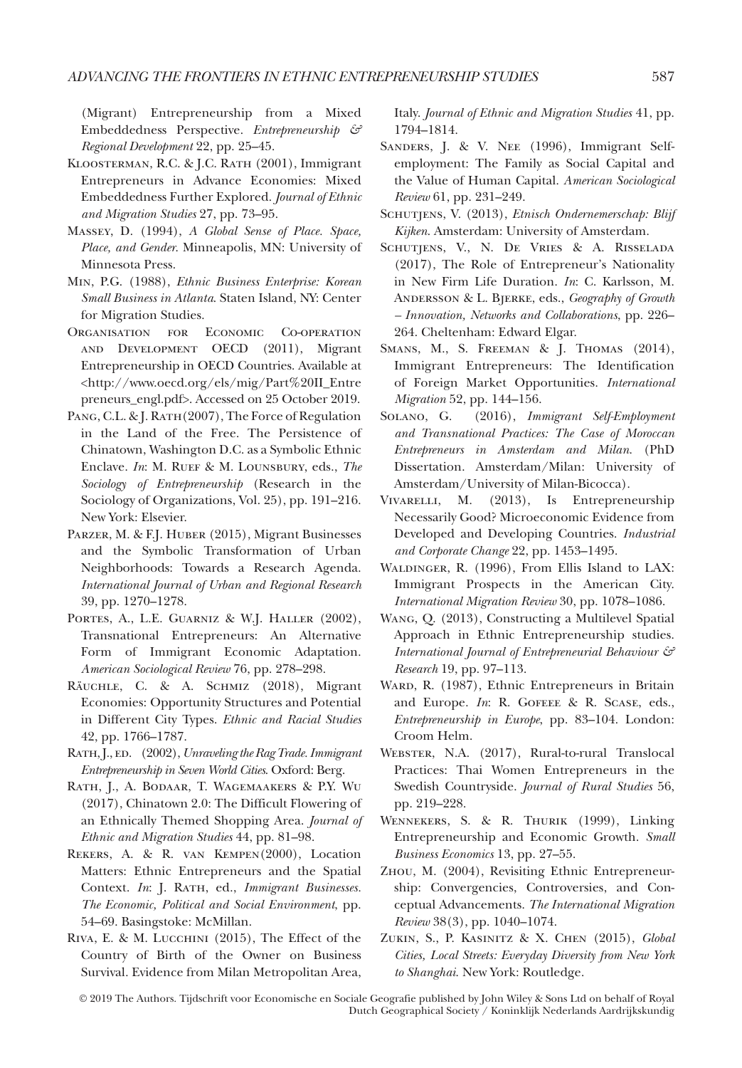(Migrant) Entrepreneurship from a Mixed Embeddedness Perspective. *Entrepreneurship & Regional Development* 22, pp. 25–45.

Kloosterman, R.C. & J.C. Rath (2001), Immigrant Entrepreneurs in Advance Economies: Mixed Embeddedness Further Explored. *Journal of Ethnic and Migration Studies* 27, pp. 73–95.

Massey, D. (1994), *A Global Sense of Place. Space, Place, and Gender*. Minneapolis, MN: University of Minnesota Press.

Min, P.G. (1988), *Ethnic Business Enterprise: Korean Small Business in Atlanta*. Staten Island, NY: Center for Migration Studies.

Organisation for Economic Co-operation and Development OECD (2011), Migrant Entrepreneurship in OECD Countries. Available at <http://www.oecd.org/els/mig/Part%20II_Entrepreneurs_engl.pdf>. Accessed on 25 October 2019.

Pang, C.L. & J. Rath (2007), The Force of Regulation in the Land of the Free. The Persistence of Chinatown, Washington D.C. as a Symbolic Ethnic Enclave. *In*: M. Ruef & M. Lounsbury, eds., *The Sociology of Entrepreneurship* (Research in the Sociology of Organizations, Vol. 25), pp. 191–216. New York: Elsevier.

Parzer, M. & F.J. Huber (2015), Migrant Businesses and the Symbolic Transformation of Urban Neighborhoods: Towards a Research Agenda. *International Journal of Urban and Regional Research* 39, pp. 1270–1278.

Portes, A., L.E. Guarniz & W.J. Haller (2002), Transnational Entrepreneurs: An Alternative Form of Immigrant Economic Adaptation. *American Sociological Review* 76, pp. 278–298.

Räuchle, C. & A. Schmiz (2018), Migrant Economies: Opportunity Structures and Potential in Different City Types. *Ethnic and Racial Studies* 42, pp. 1766–1787.

Rath, J., ed. (2002), *Unraveling the Rag Trade. Immigrant Entrepreneurship in Seven World Cities*. Oxford: Berg.

Rath, J., A. Bodaar, T. Wagemaakers & P.Y. Wu (2017), Chinatown 2.0: The Difficult Flowering of an Ethnically Themed Shopping Area. *Journal of Ethnic and Migration Studies* 44, pp. 81–98.

Rekers, A. & R. van Kempen (2000), Location Matters: Ethnic Entrepreneurs and the Spatial Context. *In*: J. Rath, ed., *Immigrant Businesses. The Economic, Political and Social Environment*, pp. 54–69. Basingstoke: McMillan.

Riva, E. & M. Lucchini (2015), The Effect of the Country of Birth of the Owner on Business Survival. Evidence from Milan Metropolitan Area, Italy. *Journal of Ethnic and Migration Studies* 41, pp. 1794–1814.

Sanders, J. & V. Nee (1996), Immigrant Self-employment: The Family as Social Capital and the Value of Human Capital. *American Sociological Review* 61, pp. 231–249.

Schutjens, V. (2013), *Etnisch Ondernemerschap: Blijf Kijken*. Amsterdam: University of Amsterdam.

Schutjens, V., N. De Vries & A. Risselada (2017), The Role of Entrepreneur's Nationality in New Firm Life Duration. *In*: C. Karlsson, M. Andersson & L. Bjerke, eds., *Geography of Growth – Innovation, Networks and Collaborations*, pp. 226–264. Cheltenham: Edward Elgar.

Smans, M., S. Freeman & J. Thomas (2014), Immigrant Entrepreneurs: The Identification of Foreign Market Opportunities. *International Migration* 52, pp. 144–156.

Solano, G. (2016), *Immigrant Self-Employment and Transnational Practices: The Case of Moroccan Entrepreneurs in Amsterdam and Milan*. (PhD Dissertation. Amsterdam/Milan: University of Amsterdam/University of Milan-Bicocca).

Vivarelli, M. (2013), Is Entrepreneurship Necessarily Good? Microeconomic Evidence from Developed and Developing Countries. *Industrial and Corporate Change* 22, pp. 1453–1495.

Waldinger, R. (1996), From Ellis Island to LAX: Immigrant Prospects in the American City. *International Migration Review* 30, pp. 1078–1086.

Wang, Q. (2013), Constructing a Multilevel Spatial Approach in Ethnic Entrepreneurship studies. *International Journal of Entrepreneurial Behaviour & Research* 19, pp. 97–113.

Ward, R. (1987), Ethnic Entrepreneurs in Britain and Europe. *In*: R. Gofeee & R. Scase, eds., *Entrepreneurship in Europe*, pp. 83–104. London: Croom Helm.

Webster, N.A. (2017), Rural-to-rural Translocal Practices: Thai Women Entrepreneurs in the Swedish Countryside. *Journal of Rural Studies* 56, pp. 219–228.

Wennekers, S. & R. Thurik (1999), Linking Entrepreneurship and Economic Growth. *Small Business Economics* 13, pp. 27–55.

Zhou, M. (2004), Revisiting Ethnic Entrepreneurship: Convergencies, Controversies, and Conceptual Advancements. *The International Migration Review* 38(3), pp. 1040–1074.

Zukin, S., P. Kasinitz & X. Chen (2015), *Global Cities, Local Streets: Everyday Diversity from New York to Shanghai*. New York: Routledge.